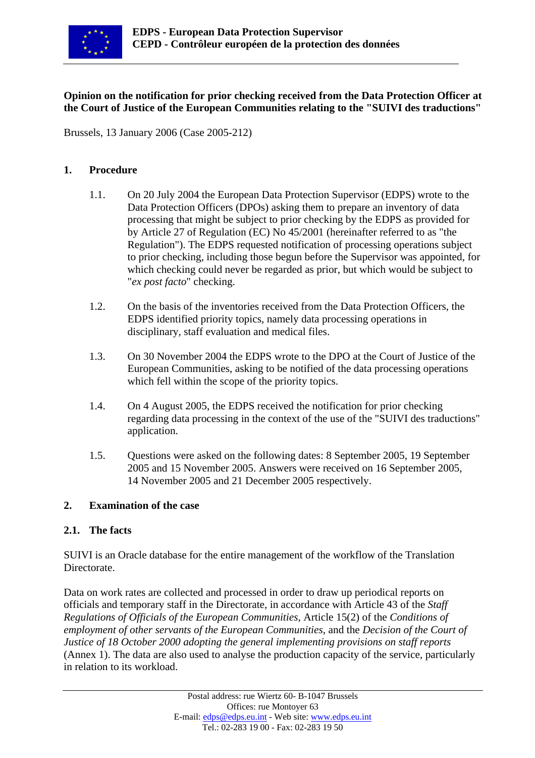**EDPS - European Data Protection Supervisor**
**CEPD - Contrôleur européen de la protection des données**

**Opinion on the notification for prior checking received from the Data Protection Officer at the Court of Justice of the European Communities relating to the "SUIVI des traductions"**

Brussels, 13 January 2006 (Case 2005-212)

## 1. Procedure

1.1. On 20 July 2004 the European Data Protection Supervisor (EDPS) wrote to the Data Protection Officers (DPOs) asking them to prepare an inventory of data processing that might be subject to prior checking by the EDPS as provided for by Article 27 of Regulation (EC) No 45/2001 (hereinafter referred to as "the Regulation"). The EDPS requested notification of processing operations subject to prior checking, including those begun before the Supervisor was appointed, for which checking could never be regarded as prior, but which would be subject to "*ex post facto*" checking.

1.2. On the basis of the inventories received from the Data Protection Officers, the EDPS identified priority topics, namely data processing operations in disciplinary, staff evaluation and medical files.

1.3. On 30 November 2004 the EDPS wrote to the DPO at the Court of Justice of the European Communities, asking to be notified of the data processing operations which fell within the scope of the priority topics.

1.4. On 4 August 2005, the EDPS received the notification for prior checking regarding data processing in the context of the use of the "SUIVI des traductions" application.

1.5. Questions were asked on the following dates: 8 September 2005, 19 September 2005 and 15 November 2005. Answers were received on 16 September 2005, 14 November 2005 and 21 December 2005 respectively.

## 2. Examination of the case

### 2.1. The facts

SUIVI is an Oracle database for the entire management of the workflow of the Translation Directorate.

Data on work rates are collected and processed in order to draw up periodical reports on officials and temporary staff in the Directorate, in accordance with Article 43 of the *Staff Regulations of Officials of the European Communities*, Article 15(2) of the *Conditions of employment of other servants of the European Communities*, and the *Decision of the Court of Justice of 18 October 2000 adopting the general implementing provisions on staff reports* (Annex 1). The data are also used to analyse the production capacity of the service, particularly in relation to its workload.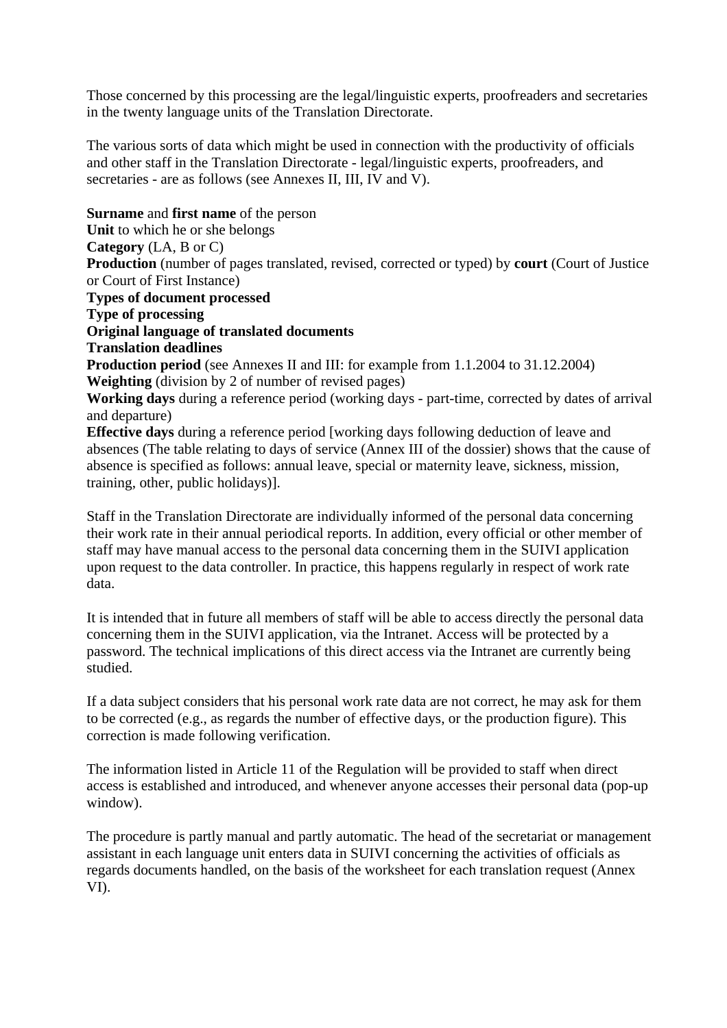Those concerned by this processing are the legal/linguistic experts, proofreaders and secretaries in the twenty language units of the Translation Directorate.

The various sorts of data which might be used in connection with the productivity of officials and other staff in the Translation Directorate - legal/linguistic experts, proofreaders, and secretaries - are as follows (see Annexes II, III, IV and V).

**Surname** and **first name** of the person
**Unit** to which he or she belongs
**Category** (LA, B or C)
**Production** (number of pages translated, revised, corrected or typed) by **court** (Court of Justice or Court of First Instance)
**Types of document processed**
**Type of processing**
**Original language of translated documents**
**Translation deadlines**
**Production period** (see Annexes II and III: for example from 1.1.2004 to 31.12.2004)
**Weighting** (division by 2 of number of revised pages)
**Working days** during a reference period (working days - part-time, corrected by dates of arrival and departure)
**Effective days** during a reference period [working days following deduction of leave and absences (The table relating to days of service (Annex III of the dossier) shows that the cause of absence is specified as follows: annual leave, special or maternity leave, sickness, mission, training, other, public holidays)].

Staff in the Translation Directorate are individually informed of the personal data concerning their work rate in their annual periodical reports. In addition, every official or other member of staff may have manual access to the personal data concerning them in the SUIVI application upon request to the data controller. In practice, this happens regularly in respect of work rate data.

It is intended that in future all members of staff will be able to access directly the personal data concerning them in the SUIVI application, via the Intranet. Access will be protected by a password. The technical implications of this direct access via the Intranet are currently being studied.

If a data subject considers that his personal work rate data are not correct, he may ask for them to be corrected (e.g., as regards the number of effective days, or the production figure). This correction is made following verification.

The information listed in Article 11 of the Regulation will be provided to staff when direct access is established and introduced, and whenever anyone accesses their personal data (pop-up window).

The procedure is partly manual and partly automatic. The head of the secretariat or management assistant in each language unit enters data in SUIVI concerning the activities of officials as regards documents handled, on the basis of the worksheet for each translation request (Annex VI).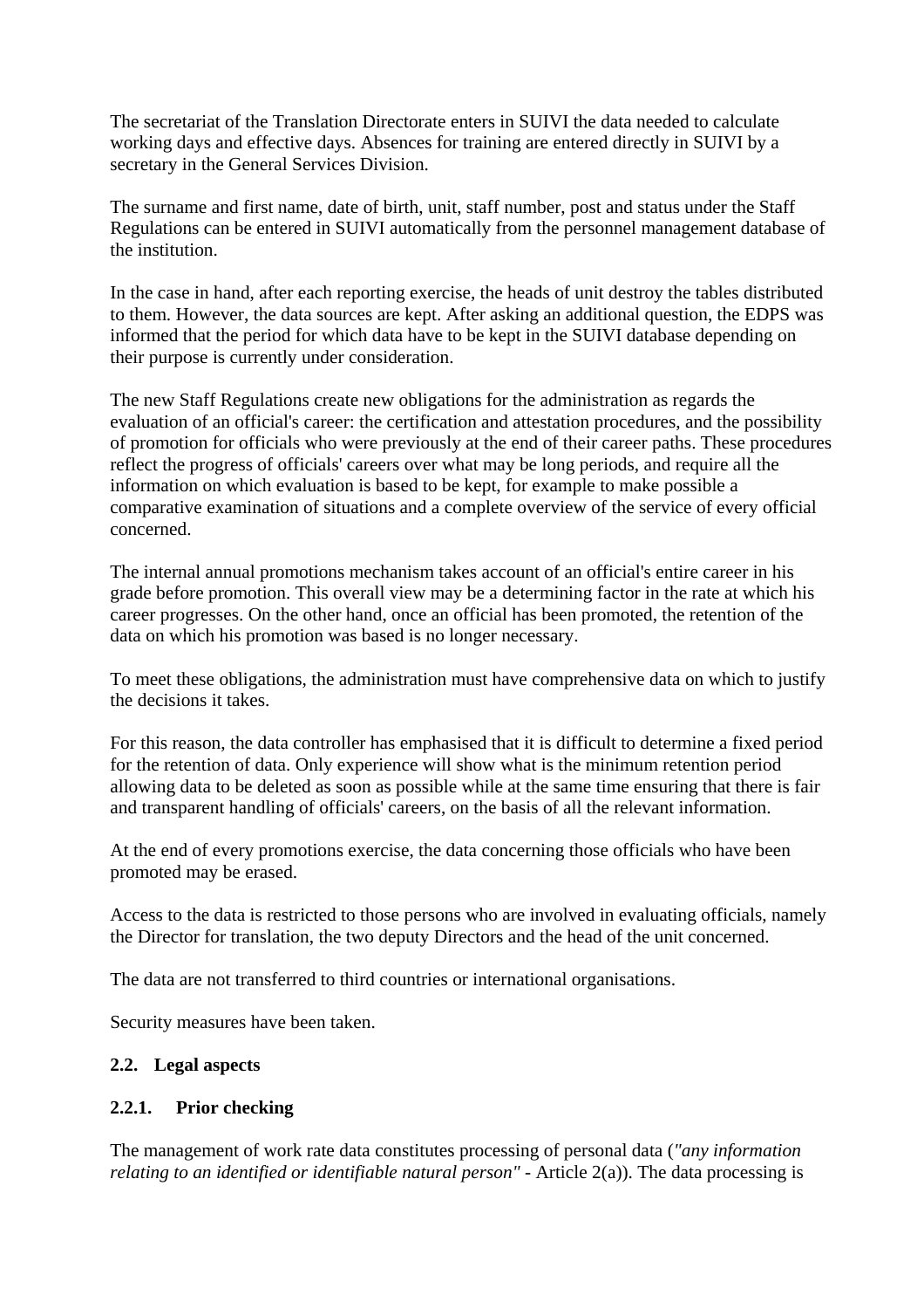The secretariat of the Translation Directorate enters in SUIVI the data needed to calculate working days and effective days. Absences for training are entered directly in SUIVI by a secretary in the General Services Division.

The surname and first name, date of birth, unit, staff number, post and status under the Staff Regulations can be entered in SUIVI automatically from the personnel management database of the institution.

In the case in hand, after each reporting exercise, the heads of unit destroy the tables distributed to them. However, the data sources are kept. After asking an additional question, the EDPS was informed that the period for which data have to be kept in the SUIVI database depending on their purpose is currently under consideration.

The new Staff Regulations create new obligations for the administration as regards the evaluation of an official's career: the certification and attestation procedures, and the possibility of promotion for officials who were previously at the end of their career paths. These procedures reflect the progress of officials' careers over what may be long periods, and require all the information on which evaluation is based to be kept, for example to make possible a comparative examination of situations and a complete overview of the service of every official concerned.

The internal annual promotions mechanism takes account of an official's entire career in his grade before promotion. This overall view may be a determining factor in the rate at which his career progresses. On the other hand, once an official has been promoted, the retention of the data on which his promotion was based is no longer necessary.

To meet these obligations, the administration must have comprehensive data on which to justify the decisions it takes.

For this reason, the data controller has emphasised that it is difficult to determine a fixed period for the retention of data. Only experience will show what is the minimum retention period allowing data to be deleted as soon as possible while at the same time ensuring that there is fair and transparent handling of officials' careers, on the basis of all the relevant information.

At the end of every promotions exercise, the data concerning those officials who have been promoted may be erased.

Access to the data is restricted to those persons who are involved in evaluating officials, namely the Director for translation, the two deputy Directors and the head of the unit concerned.

The data are not transferred to third countries or international organisations.

Security measures have been taken.

### 2.2. Legal aspects

#### 2.2.1. Prior checking

The management of work rate data constitutes processing of personal data (*"any information relating to an identified or identifiable natural person"* - Article 2(a)). The data processing is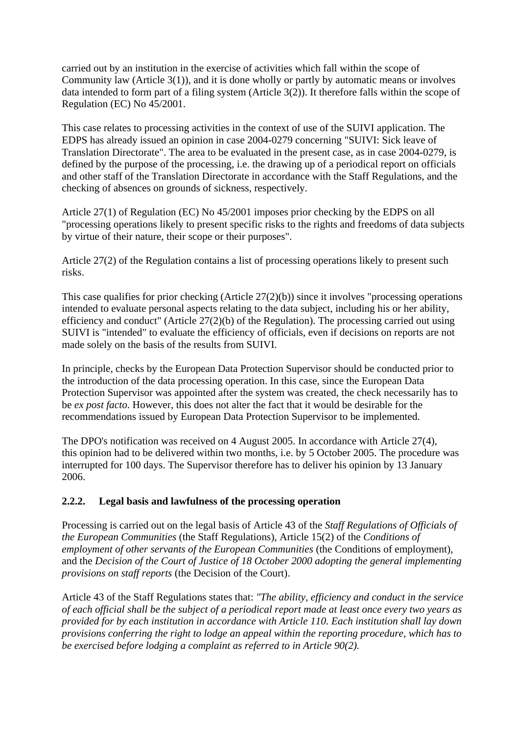carried out by an institution in the exercise of activities which fall within the scope of Community law (Article 3(1)), and it is done wholly or partly by automatic means or involves data intended to form part of a filing system (Article 3(2)). It therefore falls within the scope of Regulation (EC) No 45/2001.

This case relates to processing activities in the context of use of the SUIVI application. The EDPS has already issued an opinion in case 2004-0279 concerning "SUIVI: Sick leave of Translation Directorate". The area to be evaluated in the present case, as in case 2004-0279, is defined by the purpose of the processing, i.e. the drawing up of a periodical report on officials and other staff of the Translation Directorate in accordance with the Staff Regulations, and the checking of absences on grounds of sickness, respectively.

Article 27(1) of Regulation (EC) No 45/2001 imposes prior checking by the EDPS on all "processing operations likely to present specific risks to the rights and freedoms of data subjects by virtue of their nature, their scope or their purposes".

Article 27(2) of the Regulation contains a list of processing operations likely to present such risks.

This case qualifies for prior checking (Article 27(2)(b)) since it involves "processing operations intended to evaluate personal aspects relating to the data subject, including his or her ability, efficiency and conduct" (Article 27(2)(b) of the Regulation). The processing carried out using SUIVI is "intended" to evaluate the efficiency of officials, even if decisions on reports are not made solely on the basis of the results from SUIVI.

In principle, checks by the European Data Protection Supervisor should be conducted prior to the introduction of the data processing operation. In this case, since the European Data Protection Supervisor was appointed after the system was created, the check necessarily has to be *ex post facto*. However, this does not alter the fact that it would be desirable for the recommendations issued by European Data Protection Supervisor to be implemented.

The DPO's notification was received on 4 August 2005. In accordance with Article 27(4), this opinion had to be delivered within two months, i.e. by 5 October 2005. The procedure was interrupted for 100 days. The Supervisor therefore has to deliver his opinion by 13 January 2006.

### 2.2.2. Legal basis and lawfulness of the processing operation

Processing is carried out on the legal basis of Article 43 of the *Staff Regulations of Officials of the European Communities* (the Staff Regulations), Article 15(2) of the *Conditions of employment of other servants of the European Communities* (the Conditions of employment), and the *Decision of the Court of Justice of 18 October 2000 adopting the general implementing provisions on staff reports* (the Decision of the Court).

Article 43 of the Staff Regulations states that: *"The ability, efficiency and conduct in the service of each official shall be the subject of a periodical report made at least once every two years as provided for by each institution in accordance with Article 110. Each institution shall lay down provisions conferring the right to lodge an appeal within the reporting procedure, which has to be exercised before lodging a complaint as referred to in Article 90(2).*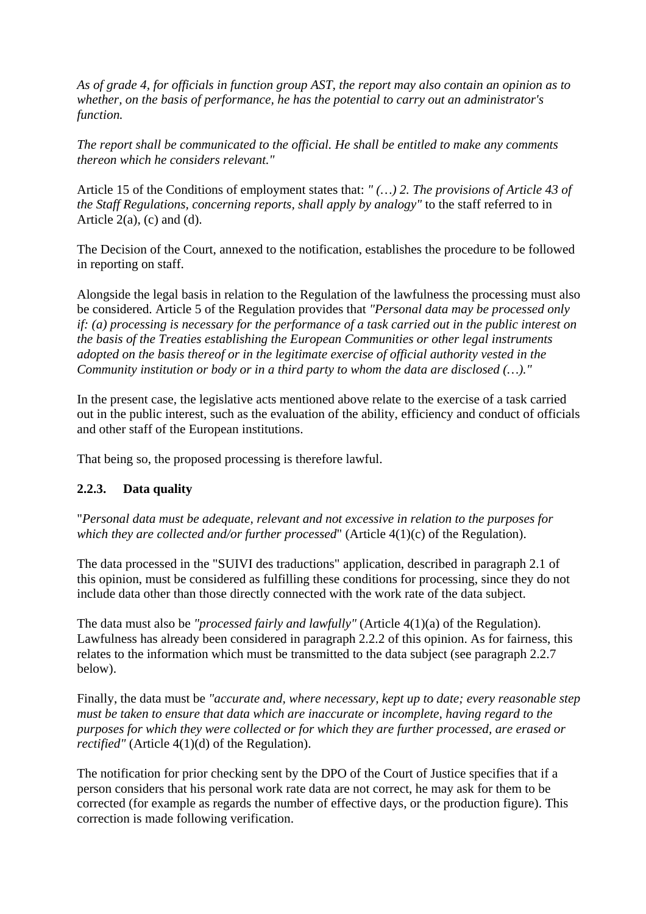*As of grade 4, for officials in function group AST, the report may also contain an opinion as to whether, on the basis of performance, he has the potential to carry out an administrator's function.*

*The report shall be communicated to the official. He shall be entitled to make any comments thereon which he considers relevant."*

Article 15 of the Conditions of employment states that: *" (…) 2. The provisions of Article 43 of the Staff Regulations, concerning reports, shall apply by analogy"* to the staff referred to in Article 2(a), (c) and (d).

The Decision of the Court, annexed to the notification, establishes the procedure to be followed in reporting on staff.

Alongside the legal basis in relation to the Regulation of the lawfulness the processing must also be considered. Article 5 of the Regulation provides that *"Personal data may be processed only if: (a) processing is necessary for the performance of a task carried out in the public interest on the basis of the Treaties establishing the European Communities or other legal instruments adopted on the basis thereof or in the legitimate exercise of official authority vested in the Community institution or body or in a third party to whom the data are disclosed (…)."*

In the present case, the legislative acts mentioned above relate to the exercise of a task carried out in the public interest, such as the evaluation of the ability, efficiency and conduct of officials and other staff of the European institutions.

That being so, the proposed processing is therefore lawful.

### 2.2.3. Data quality

"*Personal data must be adequate, relevant and not excessive in relation to the purposes for which they are collected and/or further processed*" (Article 4(1)(c) of the Regulation).

The data processed in the "SUIVI des traductions" application, described in paragraph 2.1 of this opinion, must be considered as fulfilling these conditions for processing, since they do not include data other than those directly connected with the work rate of the data subject.

The data must also be *"processed fairly and lawfully"* (Article 4(1)(a) of the Regulation). Lawfulness has already been considered in paragraph 2.2.2 of this opinion. As for fairness, this relates to the information which must be transmitted to the data subject (see paragraph 2.2.7 below).

Finally, the data must be *"accurate and, where necessary, kept up to date; every reasonable step must be taken to ensure that data which are inaccurate or incomplete, having regard to the purposes for which they were collected or for which they are further processed, are erased or rectified"* (Article 4(1)(d) of the Regulation).

The notification for prior checking sent by the DPO of the Court of Justice specifies that if a person considers that his personal work rate data are not correct, he may ask for them to be corrected (for example as regards the number of effective days, or the production figure). This correction is made following verification.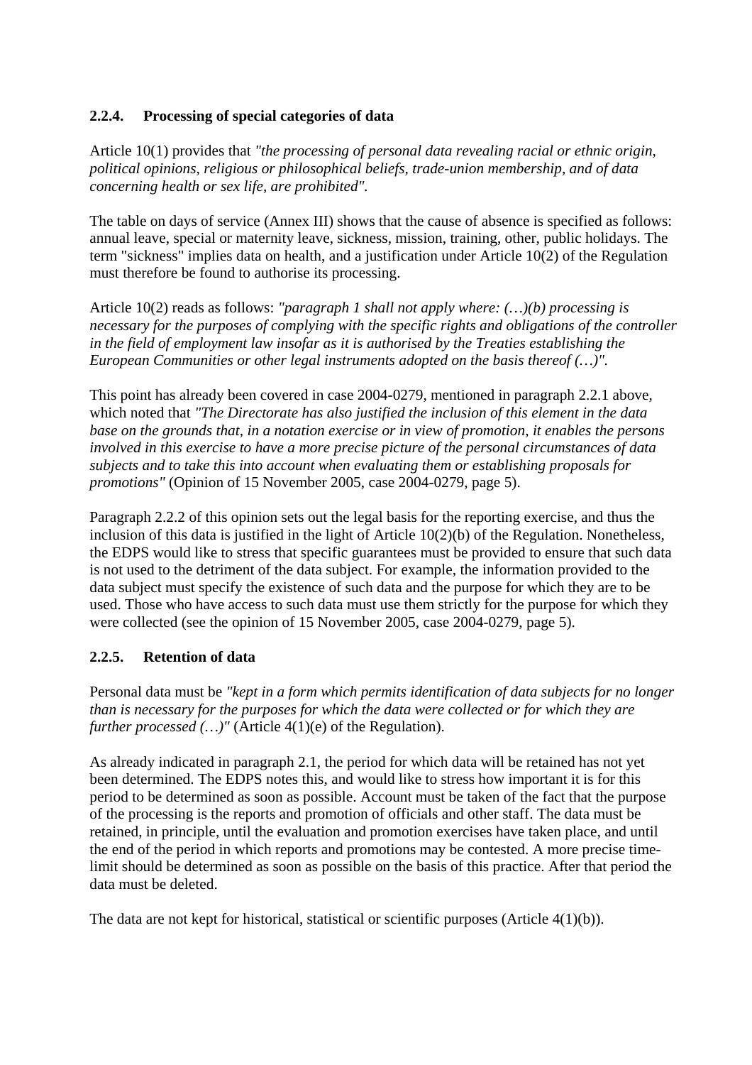#### 2.2.4. Processing of special categories of data

Article 10(1) provides that *"the processing of personal data revealing racial or ethnic origin, political opinions, religious or philosophical beliefs, trade-union membership, and of data concerning health or sex life, are prohibited".*

The table on days of service (Annex III) shows that the cause of absence is specified as follows: annual leave, special or maternity leave, sickness, mission, training, other, public holidays. The term "sickness" implies data on health, and a justification under Article 10(2) of the Regulation must therefore be found to authorise its processing.

Article 10(2) reads as follows: *"paragraph 1 shall not apply where: (…)(b) processing is necessary for the purposes of complying with the specific rights and obligations of the controller in the field of employment law insofar as it is authorised by the Treaties establishing the European Communities or other legal instruments adopted on the basis thereof (…)".*

This point has already been covered in case 2004-0279, mentioned in paragraph 2.2.1 above, which noted that *"The Directorate has also justified the inclusion of this element in the data base on the grounds that, in a notation exercise or in view of promotion, it enables the persons involved in this exercise to have a more precise picture of the personal circumstances of data subjects and to take this into account when evaluating them or establishing proposals for promotions"* (Opinion of 15 November 2005, case 2004-0279, page 5).

Paragraph 2.2.2 of this opinion sets out the legal basis for the reporting exercise, and thus the inclusion of this data is justified in the light of Article 10(2)(b) of the Regulation. Nonetheless, the EDPS would like to stress that specific guarantees must be provided to ensure that such data is not used to the detriment of the data subject. For example, the information provided to the data subject must specify the existence of such data and the purpose for which they are to be used. Those who have access to such data must use them strictly for the purpose for which they were collected (see the opinion of 15 November 2005, case 2004-0279, page 5).

#### 2.2.5. Retention of data

Personal data must be *"kept in a form which permits identification of data subjects for no longer than is necessary for the purposes for which the data were collected or for which they are further processed (…)"* (Article 4(1)(e) of the Regulation).

As already indicated in paragraph 2.1, the period for which data will be retained has not yet been determined. The EDPS notes this, and would like to stress how important it is for this period to be determined as soon as possible. Account must be taken of the fact that the purpose of the processing is the reports and promotion of officials and other staff. The data must be retained, in principle, until the evaluation and promotion exercises have taken place, and until the end of the period in which reports and promotions may be contested. A more precise time-limit should be determined as soon as possible on the basis of this practice. After that period the data must be deleted.

The data are not kept for historical, statistical or scientific purposes (Article 4(1)(b)).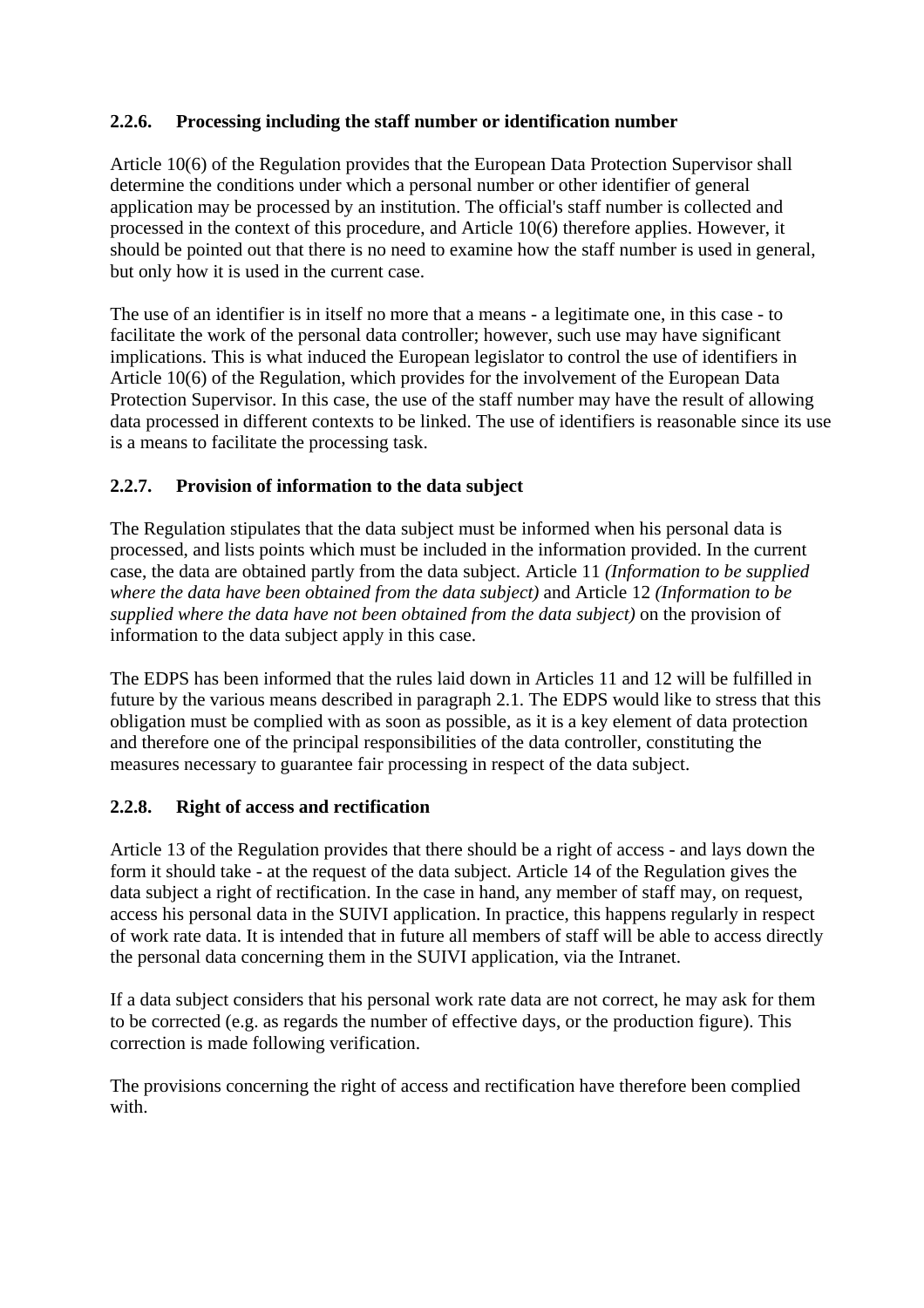#### 2.2.6. Processing including the staff number or identification number

Article 10(6) of the Regulation provides that the European Data Protection Supervisor shall determine the conditions under which a personal number or other identifier of general application may be processed by an institution. The official's staff number is collected and processed in the context of this procedure, and Article 10(6) therefore applies. However, it should be pointed out that there is no need to examine how the staff number is used in general, but only how it is used in the current case.

The use of an identifier is in itself no more that a means - a legitimate one, in this case - to facilitate the work of the personal data controller; however, such use may have significant implications. This is what induced the European legislator to control the use of identifiers in Article 10(6) of the Regulation, which provides for the involvement of the European Data Protection Supervisor. In this case, the use of the staff number may have the result of allowing data processed in different contexts to be linked. The use of identifiers is reasonable since its use is a means to facilitate the processing task.

#### 2.2.7. Provision of information to the data subject

The Regulation stipulates that the data subject must be informed when his personal data is processed, and lists points which must be included in the information provided. In the current case, the data are obtained partly from the data subject. Article 11 *(Information to be supplied where the data have been obtained from the data subject)* and Article 12 *(Information to be supplied where the data have not been obtained from the data subject)* on the provision of information to the data subject apply in this case.

The EDPS has been informed that the rules laid down in Articles 11 and 12 will be fulfilled in future by the various means described in paragraph 2.1. The EDPS would like to stress that this obligation must be complied with as soon as possible, as it is a key element of data protection and therefore one of the principal responsibilities of the data controller, constituting the measures necessary to guarantee fair processing in respect of the data subject.

#### 2.2.8. Right of access and rectification

Article 13 of the Regulation provides that there should be a right of access - and lays down the form it should take - at the request of the data subject. Article 14 of the Regulation gives the data subject a right of rectification. In the case in hand, any member of staff may, on request, access his personal data in the SUIVI application. In practice, this happens regularly in respect of work rate data. It is intended that in future all members of staff will be able to access directly the personal data concerning them in the SUIVI application, via the Intranet.

If a data subject considers that his personal work rate data are not correct, he may ask for them to be corrected (e.g. as regards the number of effective days, or the production figure). This correction is made following verification.

The provisions concerning the right of access and rectification have therefore been complied with.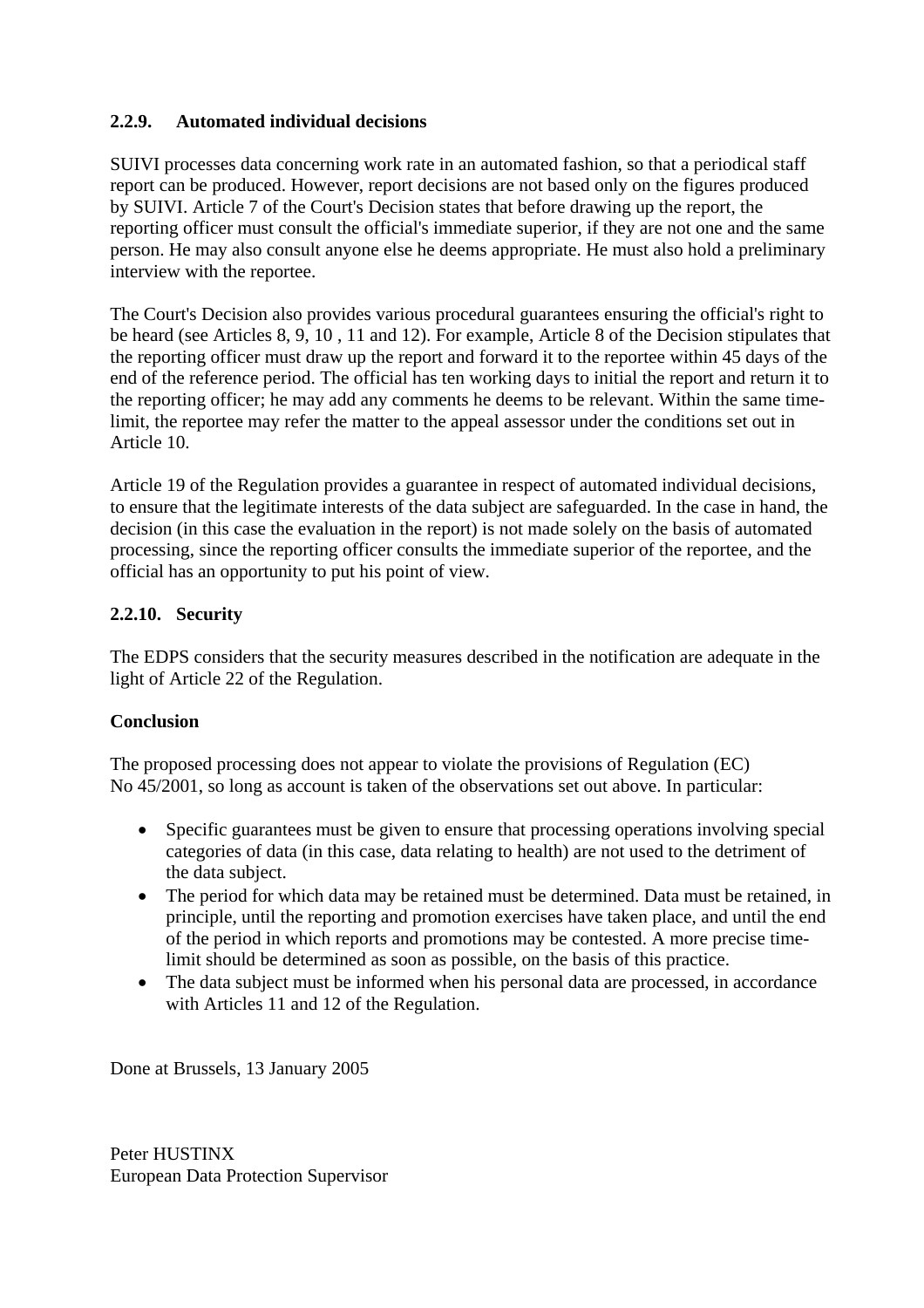### 2.2.9. Automated individual decisions

SUIVI processes data concerning work rate in an automated fashion, so that a periodical staff report can be produced. However, report decisions are not based only on the figures produced by SUIVI. Article 7 of the Court's Decision states that before drawing up the report, the reporting officer must consult the official's immediate superior, if they are not one and the same person. He may also consult anyone else he deems appropriate. He must also hold a preliminary interview with the reportee.

The Court's Decision also provides various procedural guarantees ensuring the official's right to be heard (see Articles 8, 9, 10 , 11 and 12). For example, Article 8 of the Decision stipulates that the reporting officer must draw up the report and forward it to the reportee within 45 days of the end of the reference period. The official has ten working days to initial the report and return it to the reporting officer; he may add any comments he deems to be relevant. Within the same time-limit, the reportee may refer the matter to the appeal assessor under the conditions set out in Article 10.

Article 19 of the Regulation provides a guarantee in respect of automated individual decisions, to ensure that the legitimate interests of the data subject are safeguarded. In the case in hand, the decision (in this case the evaluation in the report) is not made solely on the basis of automated processing, since the reporting officer consults the immediate superior of the reportee, and the official has an opportunity to put his point of view.

### 2.2.10. Security

The EDPS considers that the security measures described in the notification are adequate in the light of Article 22 of the Regulation.

**Conclusion**

The proposed processing does not appear to violate the provisions of Regulation (EC) No 45/2001, so long as account is taken of the observations set out above. In particular:

- Specific guarantees must be given to ensure that processing operations involving special categories of data (in this case, data relating to health) are not used to the detriment of the data subject.
- The period for which data may be retained must be determined. Data must be retained, in principle, until the reporting and promotion exercises have taken place, and until the end of the period in which reports and promotions may be contested. A more precise time-limit should be determined as soon as possible, on the basis of this practice.
- The data subject must be informed when his personal data are processed, in accordance with Articles 11 and 12 of the Regulation.

Done at Brussels, 13 January 2005

Peter HUSTINX
European Data Protection Supervisor